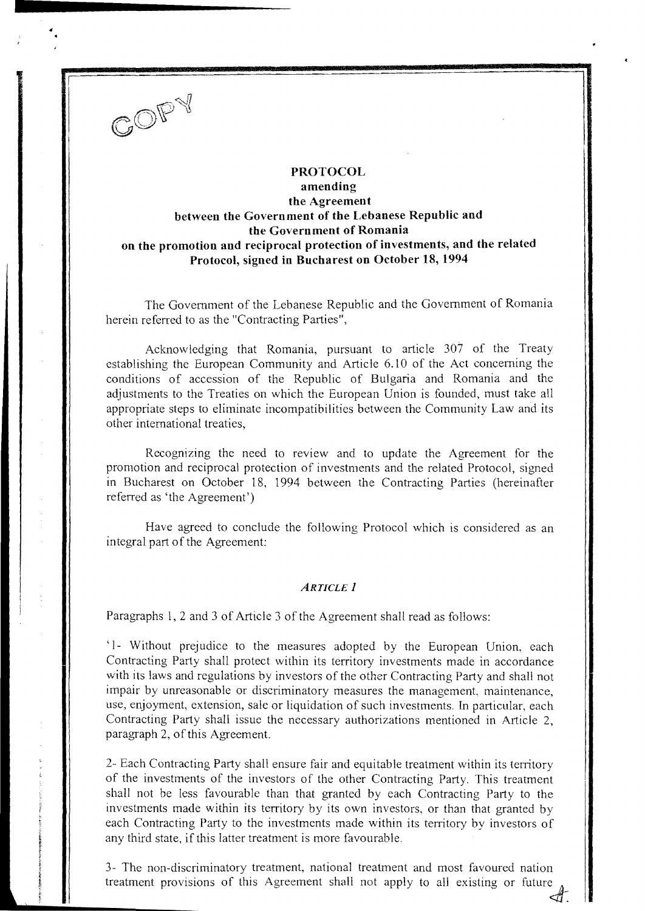COPY

# PROTOCOL
## amending
## the Agreement
## between the Government of the Lebanese Republic and the Government of Romania on the promotion and reciprocal protection of investments, and the related Protocol, signed in Bucharest on October 18, 1994

The Government of the Lebanese Republic and the Government of Romania herein referred to as the "Contracting Parties",

Acknowledging that Romania, pursuant to article 307 of the Treaty establishing the European Community and Article 6.10 of the Act concerning the conditions of accession of the Republic of Bulgaria and Romania and the adjustments to the Treaties on which the European Union is founded, must take all appropriate steps to eliminate incompatibilities between the Community Law and its other international treaties,

Recognizing the need to review and to update the Agreement for the promotion and reciprocal protection of investments and the related Protocol, signed in Bucharest on October 18, 1994 between the Contracting Parties (hereinafter referred as 'the Agreement')

Have agreed to conclude the following Protocol which is considered as an integral part of the Agreement:

### *ARTICLE 1*

Paragraphs 1, 2 and 3 of Article 3 of the Agreement shall read as follows:

'1- Without prejudice to the measures adopted by the European Union, each Contracting Party shall protect within its territory investments made in accordance with its laws and regulations by investors of the other Contracting Party and shall not impair by unreasonable or discriminatory measures the management, maintenance, use, enjoyment, extension, sale or liquidation of such investments. In particular, each Contracting Party shall issue the necessary authorizations mentioned in Article 2, paragraph 2, of this Agreement.

2- Each Contracting Party shall ensure fair and equitable treatment within its territory of the investments of the investors of the other Contracting Party. This treatment shall not be less favourable than that granted by each Contracting Party to the investments made within its territory by its own investors, or than that granted by each Contracting Party to the investments made within its territory by investors of any third state, if this latter treatment is more favourable.

3- The non-discriminatory treatment, national treatment and most favoured nation treatment provisions of this Agreement shall not apply to all existing or future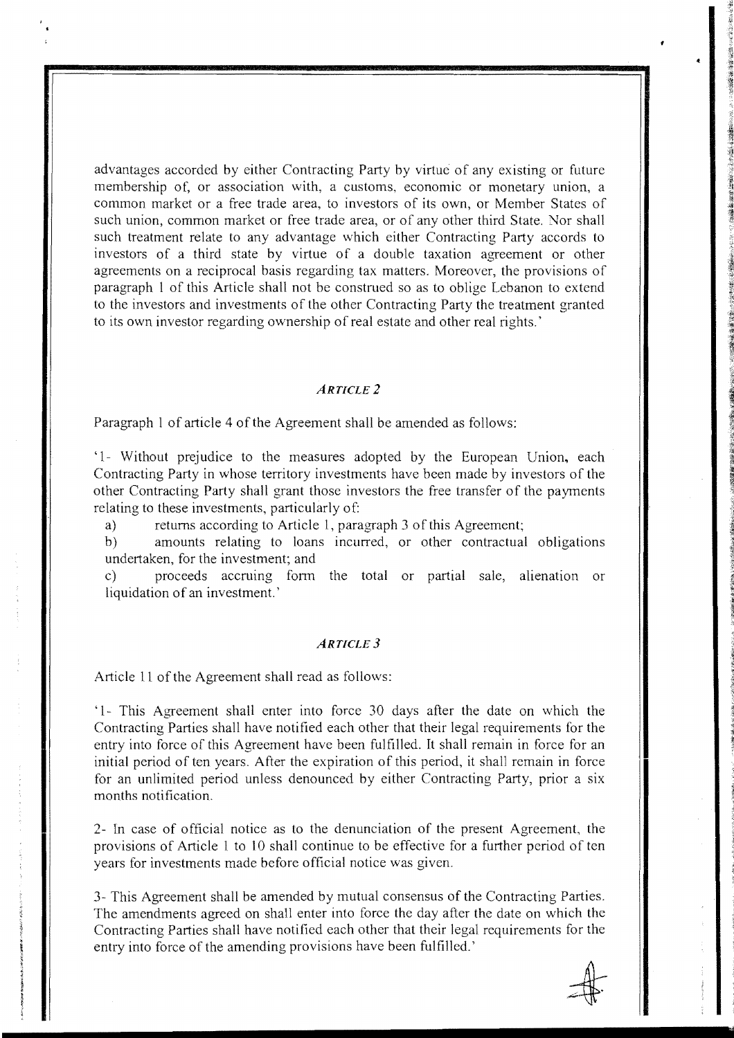advantages accorded by either Contracting Party by virtue of any existing or future membership of, or association with, a customs, economic or monetary union, a common market or a free trade area, to investors of its own, or Member States of such union, common market or free trade area, or of any other third State. Nor shall such treatment relate to any advantage which either Contracting Party accords to investors of a third state by virtue of a double taxation agreement or other agreements on a reciprocal basis regarding tax matters. Moreover, the provisions of paragraph 1 of this Article shall not be construed so as to oblige Lebanon to extend to the investors and investments of the other Contracting Party the treatment granted to its own investor regarding ownership of real estate and other real rights.'

### *ARTICLE 2*

Paragraph 1 of article 4 of the Agreement shall be amended as follows:

'1- Without prejudice to the measures adopted by the European Union, each Contracting Party in whose territory investments have been made by investors of the other Contracting Party shall grant those investors the free transfer of the payments relating to these investments, particularly of:

a) returns according to Article 1, paragraph 3 of this Agreement;

b) amounts relating to loans incurred, or other contractual obligations undertaken, for the investment; and

c) proceeds accruing form the total or partial sale, alienation or liquidation of an investment.'

### *ARTICLE 3*

Article 11 of the Agreement shall read as follows:

'1- This Agreement shall enter into force 30 days after the date on which the Contracting Parties shall have notified each other that their legal requirements for the entry into force of this Agreement have been fulfilled. It shall remain in force for an initial period of ten years. After the expiration of this period, it shall remain in force for an unlimited period unless denounced by either Contracting Party, prior a six months notification.

2- In case of official notice as to the denunciation of the present Agreement, the provisions of Article 1 to 10 shall continue to be effective for a further period of ten years for investments made before official notice was given.

3- This Agreement shall be amended by mutual consensus of the Contracting Parties. The amendments agreed on shall enter into force the day after the date on which the Contracting Parties shall have notified each other that their legal requirements for the entry into force of the amending provisions have been fulfilled.'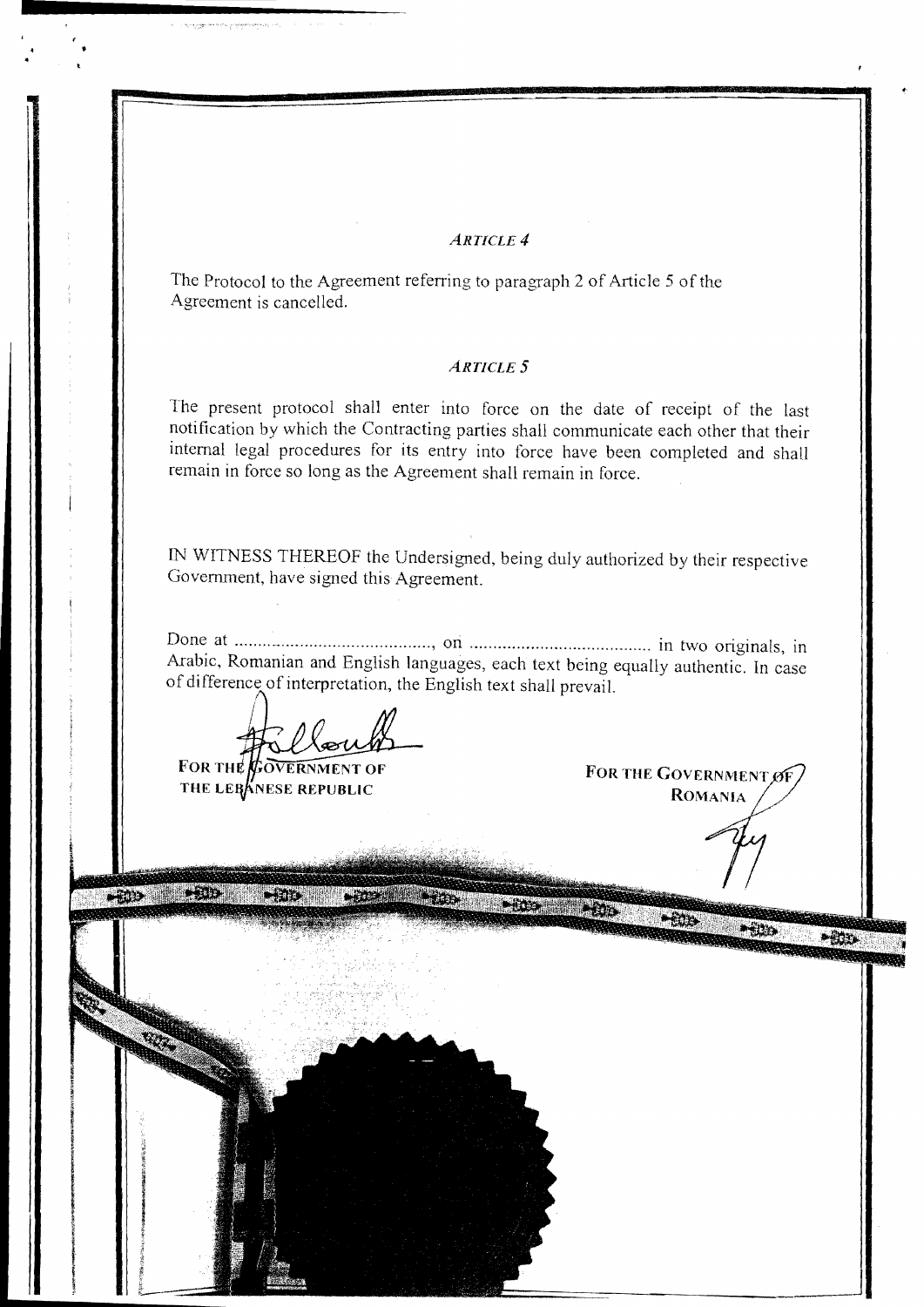*ARTICLE 4*

The Protocol to the Agreement referring to paragraph 2 of Article 5 of the Agreement is cancelled.

*ARTICLE 5*

The present protocol shall enter into force on the date of receipt of the last notification by which the Contracting parties shall communicate each other that their internal legal procedures for its entry into force have been completed and shall remain in force so long as the Agreement shall remain in force.

IN WITNESS THEREOF the Undersigned, being duly authorized by their respective Government, have signed this Agreement.

Done at ............................................, on ........................................ in two originals, in Arabic, Romanian and English languages, each text being equally authentic. In case of difference of interpretation, the English text shall prevail.

**FOR THE GOVERNMENT OF THE LEBANESE REPUBLIC**

**FOR THE GOVERNMENT OF ROMANIA**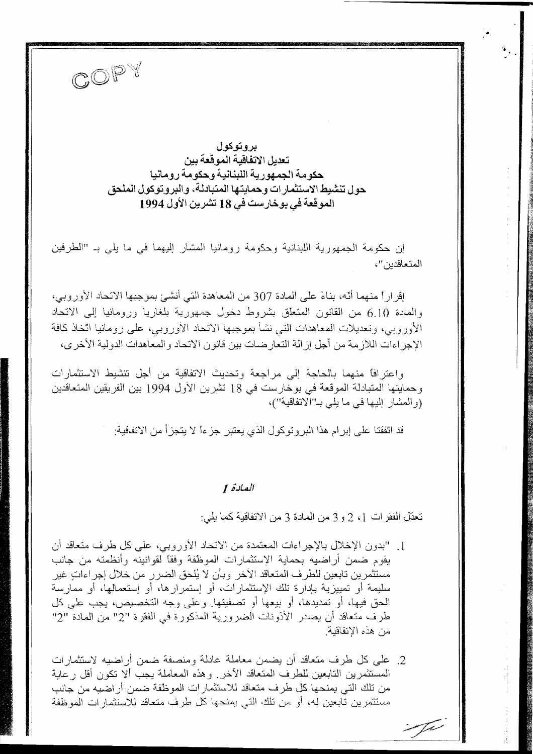COPY

# بروتوكول
## تعديل الاتفاقية الموقعة بين حكومة الجمهورية اللبنانية وحكومة رومانيا حول تنشيط الاستثمارات وحمايتها المتبادلة، والبروتوكول الملحق الموقعة في بوخارست في 18 تشرين الأول 1994

إن حكومة الجمهورية اللبنانية وحكومة رومانيا المشار إليهما في ما يلي بـ "الطرفين المتعاقدين"،

إقراراً منهما أنّه، بناءً على المادة 307 من المعاهدة التي أنشئ بموجبها الاتحاد الأوروبي، والمادة 6.10 من القانون المتعلق بشروط دخول جمهورية بلغاريا ورومانيا إلى الاتحاد الأوروبي، وتعديلات المعاهدات التي نشأ بموجبها الاتحاد الأوروبي، على رومانيا اتّخاذ كافة الإجراءات اللازمة من أجل إزالة التعارضات بين قانون الاتحاد والمعاهدات الدولية الأخرى،

واعترافاً منهما بالحاجة إلى مراجعة وتحديث الاتفاقية من أجل تنشيط الاستثمارات وحمايتها المتبادلة الموقعة في بوخارست في 18 تشرين الأول 1994 بين الفريقين المتعاقدين (والمشار إليها في ما يلي بـ"الاتفاقية")،

قد اتفقتا على إبرام هذا البروتوكول الذي يعتبر جزءاً لا يتجزأ من الاتفاقية:

### *المادة 1*

تعدّل الفقرات 1، 2 و3 من المادة 3 من الاتفاقية كما يلي:

1. "بدون الإخلال بالإجراءات المعتمدة من الاتحاد الأوروبي، على كل طرف متعاقد أن يقوم ضمن أراضيه بحماية الإستثمارات الموظفة وفقاً لقوانينه وأنظمته من جانب مستثمرين تابعين للطرف المتعاقد الآخر وبأن لا يُلحق الضرر من خلال إجراءاتٍ غير سليمة أو تمييزية بإدارة تلك الإستثمارات، أو إستمرارها، أو إستعمالها، أو ممارسة الحق فيها، أو تمديدها، أو بيعها أو تصفيتها. وعلى وجه التخصيص، يجب على كل طرف متعاقد أن يصدر الأذونات الضرورية المذكورة في الفقرة "2" من المادة "2" من هذه الاتفاقية.

2. على كل طرف متعاقد أن يضمن معاملة عادلة ومنصفة ضمن أراضيه لاستثمارات المستثمرين التابعين للطرف المتعاقد الآخر. وهذه المعاملة يجب ألا تكون أقل رعاية من تلك التي يمنحها كل طرف متعاقد للاستثمارات الموظفة ضمن أراضيه من جانب مستثمرين تابعين له، أو من تلك التي يمنحها كل طرف متعاقد للاستثمارات الموظفة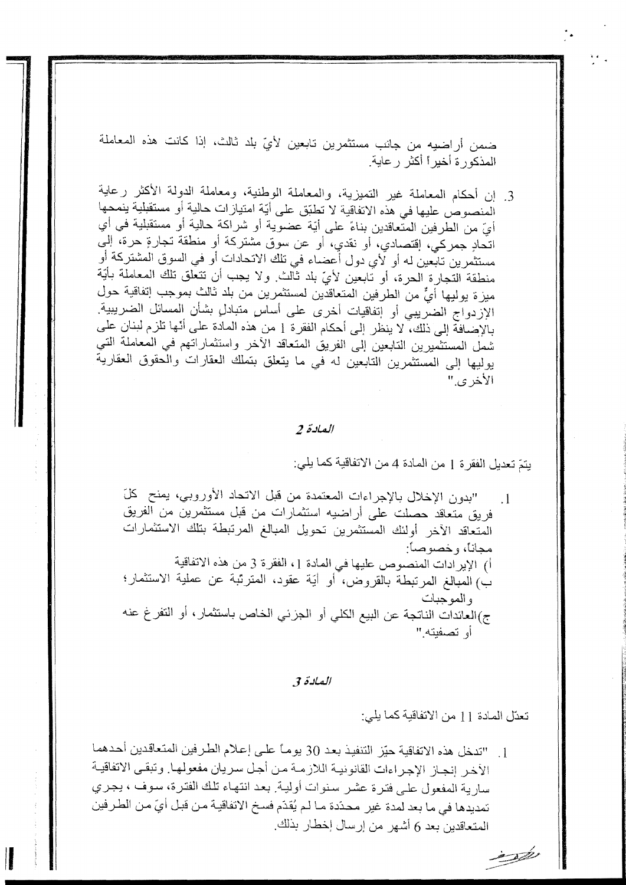ضمن أراضيه من جانب مستثمرين تابعين لأيّ بلد ثالث، إذا كانت هذه المعاملة المذكورة أخيراً أكثر رعاية.

3. إن أحكام المعاملة غير التميزية، والمعاملة الوطنية، ومعاملة الدولة الأكثر رعاية المنصوص عليها في هذه الاتفاقية لا تطبّق على أيّة امتيازات حالية أو مستقبلية يمنحها أيّ من الطرفين المتعاقدين بناءً على أيّة عضوية أو شراكة حالية أو مستقبلية في أي اتحادٍ جمركي، إقتصادي، أو نقدي، أو عن سوق مشتركة أو منطقة تجارةٍ حرة، إلى مستثمرين تابعين له أو لأي دول أعضاء في تلك الاتحادات أو في السوق المشتركة أو منطقة التجارة الحرة، أو تابعين لأيّ بلد ثالث. ولا يجب أن تتعلق تلك المعاملة بأيّة ميزة يوليها أيٌّ من الطرفين المتعاقدين لمستثمرين من بلد ثالث بموجب إتفاقية حول الازدواج الضريبي أو إتفاقيات أخرى على أساسٍ متبادلٍ بشأن المسائل الضريبية. بالإضافة إلى ذلك، لا ينظر إلى أحكام الفقرة 1 من هذه المادة على أنّها تلزم لبنان على شمل المستثمرين التابعين إلى الفريق المتعاقد الآخر واستثماراتهم في المعاملة التي يوليها إلى المستثمرين التابعين له في ما يتعلق بتملك العقارات والحقوق العقارية الأخرى."

### *المادة 2*

يتمّ تعديل الفقرة 1 من المادة 4 من الاتفاقية كما يلي:

1. "بدون الإخلال بالإجراءات المعتمدة من قبل الاتحاد الأوروبي، يمنح كلّ فريق متعاقد حصلت على أراضيه استثمارات من قبل مستثمرين من الفريق المتعاقد الآخر أولئك المستثمرين تحويل المبالغ المرتبطة بتلك الاستثمارات مجاناً، وخصوصاً:
   أ) الإيرادات المنصوص عليها في المادة 1، الفقرة 3 من هذه الاتفاقية
   ب) المبالغ المرتبطة بالقروض، أو أيّة عقود، المترتبة عن عملية الاستثمار؛ والموجبات
   ج)العائدات الناتجة عن البيع الكلي أو الجزئي الخاص باستثمار، أو التفرغ عنه أو تصفيته."

### *المادة 3*

تعدّل المادة 11 من الاتفاقية كما يلي:

1. "تدخل هذه الاتفاقية حيّز التنفيذ بعد 30 يوماً على إعلام الطرفين المتعاقدين أحدهما الآخر إنجاز الإجراءات القانونية اللازمة من أجل سريان مفعولها. وتبقى الاتفاقية سارية المفعول على فترة عشر سنوات أولية. بعد انتهاء تلك الفترة، سوف ، يجري تمديدها في ما بعد لمدة غير محدّدة ما لم يُقدّم فسخ الاتفاقية من قبل أيّ من الطرفين المتعاقدين بعد 6 أشهر من إرسال إخطار بذلك.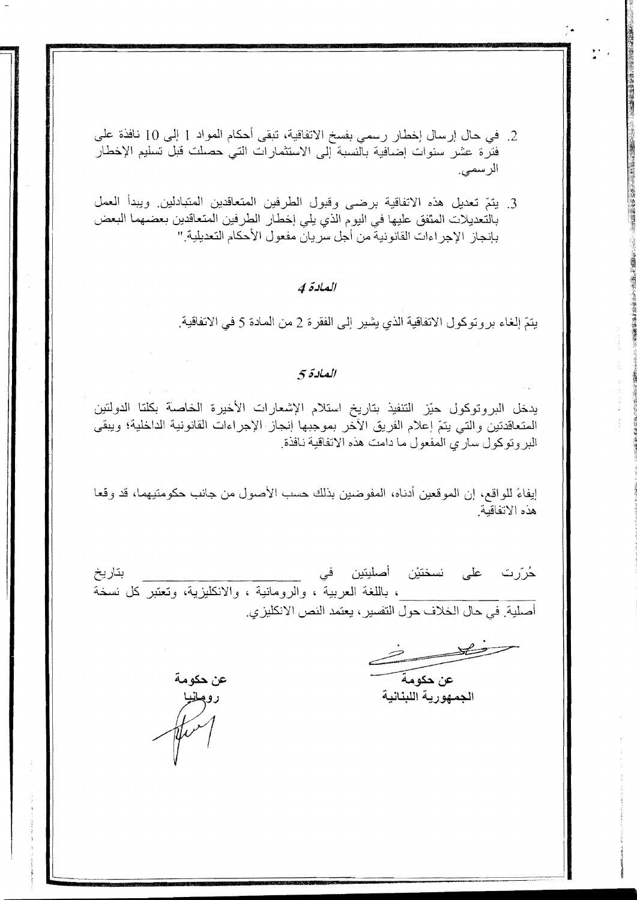2. في حال إرسال إخطار رسمي بفسخ الاتفاقية، تبقى أحكام المواد 1 إلى 10 نافذة على فترة عشر سنوات إضافية بالنسبة إلى الاستثمارات التي حصلت قبل تسليم الإخطار الرسمي.

3. يتمّ تعديل هذه الاتفاقية برضى وقبول الطرفين المتعاقدين المتبادلين. ويبدأ العمل بالتعديلات المتفق عليها في اليوم الذي يلي إخطار الطرفين المتعاقدين بعضهما البعض بإنجاز الإجراءات القانونية من أجل سريان مفعول الأحكام التعديلية."

### *المادة 4*

يتمّ إلغاء بروتوكول الاتفاقية الذي يشير إلى الفقرة 2 من المادة 5 في الاتفاقية.

### *المادة 5*

يدخل البروتوكول حيّز التنفيذ بتاريخ استلام الإشعارات الأخيرة الخاصة بكلتا الدولتين المتعاقدتين والتي يتمّ إعلام الفريق الآخر بموجبها إنجاز الإجراءات القانونية الداخلية؛ ويبقى البروتوكول ساري المفعول ما دامت هذه الاتفاقية نافذة.

إيفاءً للواقع، إن الموقعين أدناه، المفوضين بذلك حسب الأصول من جانب حكومتيهما، قد وقعا هذه الاتفاقية.

حُرّرت على نسختيْن أصليتين في ____________ بتاريخ ____________ ، باللغة العربية ، والرومانية ، والانكليزية، وتعتبر كل نسخة أصلية. في حال الخلاف حول التفسير، يعتمد النص الانكليزي.

**عن حكومة**
**الجمهورية اللبنانية**

**عن حكومة**
**رومانيا**